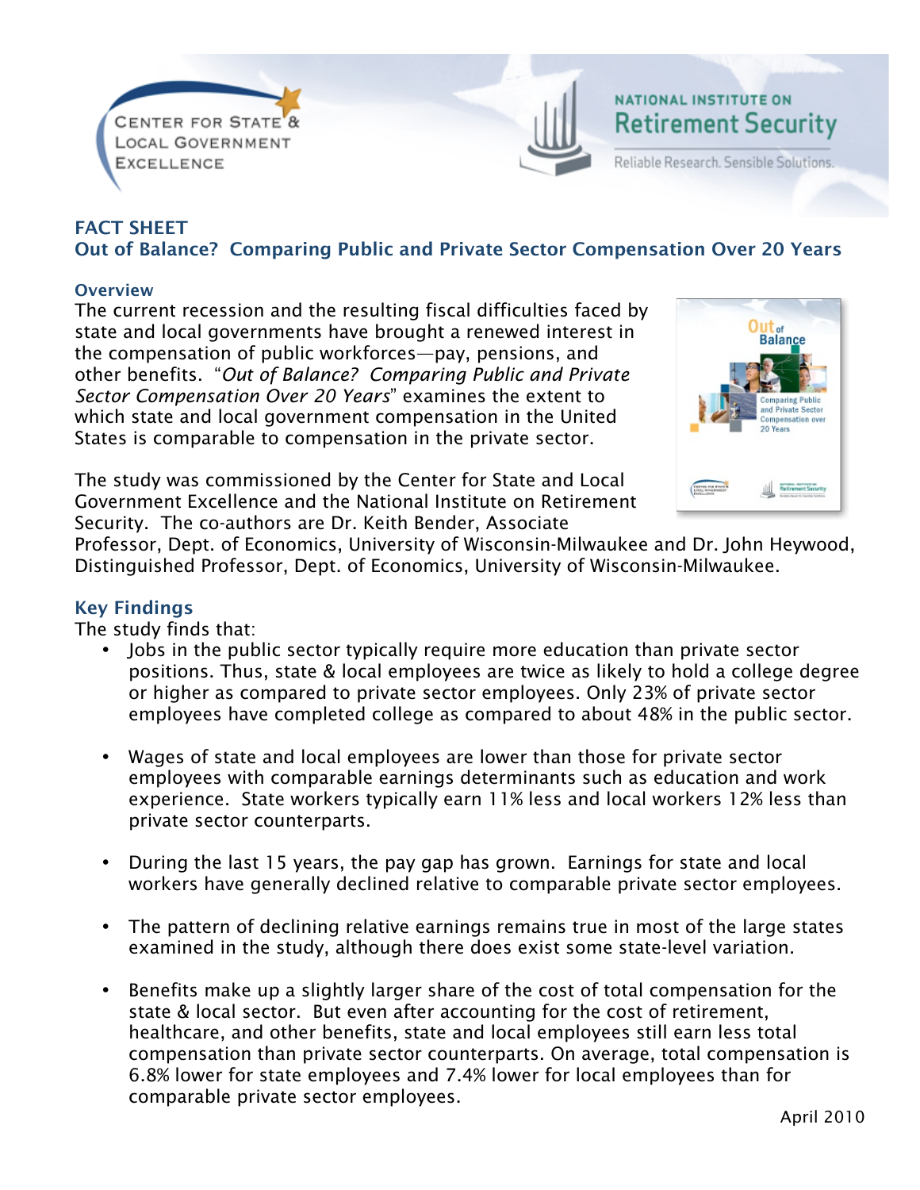CENTER FOR STATE & LOCAL GOVERNMENT EXCELLENCE

NATIONAL INSTITUTE ON **Retirement Security**

Reliable Research. Sensible Solutions.

## FACT SHEET
## Out of Balance? Comparing Public and Private Sector Compensation Over 20 Years

### Overview

The current recession and the resulting fiscal difficulties faced by state and local governments have brought a renewed interest in the compensation of public workforces—pay, pensions, and other benefits. "*Out of Balance? Comparing Public and Private Sector Compensation Over 20 Years*" examines the extent to which state and local government compensation in the United States is comparable to compensation in the private sector.

The study was commissioned by the Center for State and Local Government Excellence and the National Institute on Retirement Security. The co-authors are Dr. Keith Bender, Associate Professor, Dept. of Economics, University of Wisconsin-Milwaukee and Dr. John Heywood, Distinguished Professor, Dept. of Economics, University of Wisconsin-Milwaukee.

### Key Findings

The study finds that:

- Jobs in the public sector typically require more education than private sector positions. Thus, state & local employees are twice as likely to hold a college degree or higher as compared to private sector employees. Only 23% of private sector employees have completed college as compared to about 48% in the public sector.

- Wages of state and local employees are lower than those for private sector employees with comparable earnings determinants such as education and work experience. State workers typically earn 11% less and local workers 12% less than private sector counterparts.

- During the last 15 years, the pay gap has grown. Earnings for state and local workers have generally declined relative to comparable private sector employees.

- The pattern of declining relative earnings remains true in most of the large states examined in the study, although there does exist some state-level variation.

- Benefits make up a slightly larger share of the cost of total compensation for the state & local sector. But even after accounting for the cost of retirement, healthcare, and other benefits, state and local employees still earn less total compensation than private sector counterparts. On average, total compensation is 6.8% lower for state employees and 7.4% lower for local employees than for comparable private sector employees.

April 2010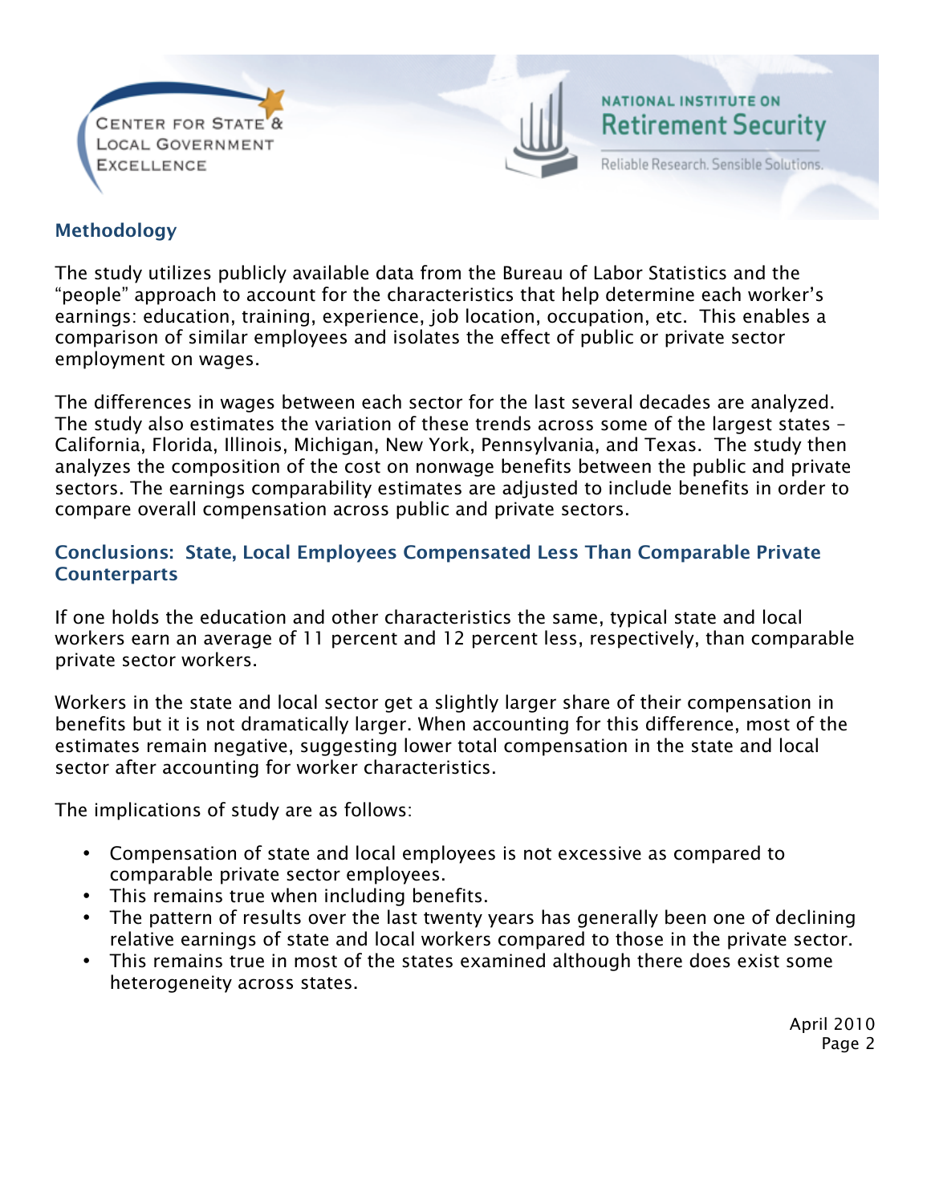## Methodology

The study utilizes publicly available data from the Bureau of Labor Statistics and the "people" approach to account for the characteristics that help determine each worker's earnings: education, training, experience, job location, occupation, etc. This enables a comparison of similar employees and isolates the effect of public or private sector employment on wages.

The differences in wages between each sector for the last several decades are analyzed. The study also estimates the variation of these trends across some of the largest states – California, Florida, Illinois, Michigan, New York, Pennsylvania, and Texas. The study then analyzes the composition of the cost on nonwage benefits between the public and private sectors. The earnings comparability estimates are adjusted to include benefits in order to compare overall compensation across public and private sectors.

## Conclusions: State, Local Employees Compensated Less Than Comparable Private Counterparts

If one holds the education and other characteristics the same, typical state and local workers earn an average of 11 percent and 12 percent less, respectively, than comparable private sector workers.

Workers in the state and local sector get a slightly larger share of their compensation in benefits but it is not dramatically larger. When accounting for this difference, most of the estimates remain negative, suggesting lower total compensation in the state and local sector after accounting for worker characteristics.

The implications of study are as follows:

- Compensation of state and local employees is not excessive as compared to comparable private sector employees.
- This remains true when including benefits.
- The pattern of results over the last twenty years has generally been one of declining relative earnings of state and local workers compared to those in the private sector.
- This remains true in most of the states examined although there does exist some heterogeneity across states.

April 2010